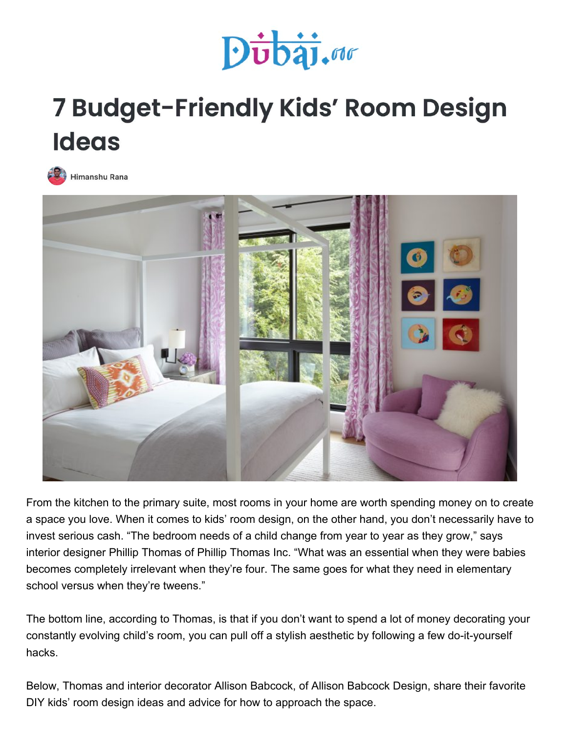# 7 Budget-Friendly Kids' Room Design Ideas

Himanshu Rana

From the kitchen to the primary suite, most rooms in your home are worth spending money on to create a space you love. When it comes to kids' room design, on the other hand, you don't necessarily have to invest serious cash. "The bedroom needs of a child change from year to year as they grow," says interior designer Phillip Thomas of Phillip Thomas Inc. "What was an essential when they were babies becomes completely irrelevant when they're four. The same goes for what they need in elementary school versus when they're tweens."

The bottom line, according to Thomas, is that if you don't want to spend a lot of money decorating your constantly evolving child's room, you can pull off a stylish aesthetic by following a few do-it-yourself hacks.

Below, Thomas and interior decorator Allison Babcock, of Allison Babcock Design, share their favorite DIY kids' room design ideas and advice for how to approach the space.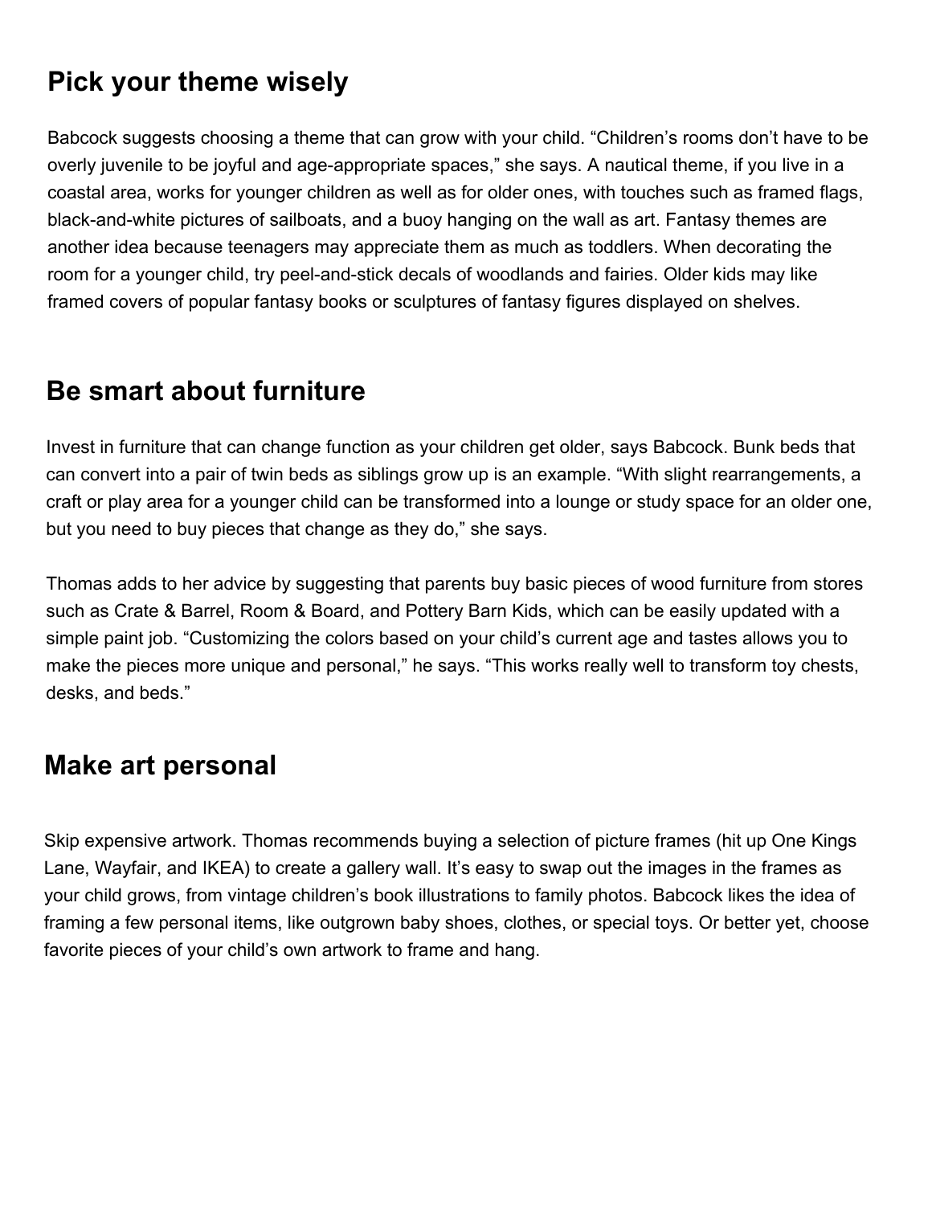## Pick your theme wisely

Babcock suggests choosing a theme that can grow with your child. “Children’s rooms don’t have to be overly juvenile to be joyful and age-appropriate spaces,” she says. A nautical theme, if you live in a coastal area, works for younger children as well as for older ones, with touches such as framed flags, black-and-white pictures of sailboats, and a buoy hanging on the wall as art. Fantasy themes are another idea because teenagers may appreciate them as much as toddlers. When decorating the room for a younger child, try peel-and-stick decals of woodlands and fairies. Older kids may like framed covers of popular fantasy books or sculptures of fantasy figures displayed on shelves.

## Be smart about furniture

Invest in furniture that can change function as your children get older, says Babcock. Bunk beds that can convert into a pair of twin beds as siblings grow up is an example. “With slight rearrangements, a craft or play area for a younger child can be transformed into a lounge or study space for an older one, but you need to buy pieces that change as they do,” she says.

Thomas adds to her advice by suggesting that parents buy basic pieces of wood furniture from stores such as Crate & Barrel, Room & Board, and Pottery Barn Kids, which can be easily updated with a simple paint job. “Customizing the colors based on your child’s current age and tastes allows you to make the pieces more unique and personal,” he says. “This works really well to transform toy chests, desks, and beds.”

## Make art personal

Skip expensive artwork. Thomas recommends buying a selection of picture frames (hit up One Kings Lane, Wayfair, and IKEA) to create a gallery wall. It’s easy to swap out the images in the frames as your child grows, from vintage children’s book illustrations to family photos. Babcock likes the idea of framing a few personal items, like outgrown baby shoes, clothes, or special toys. Or better yet, choose favorite pieces of your child’s own artwork to frame and hang.